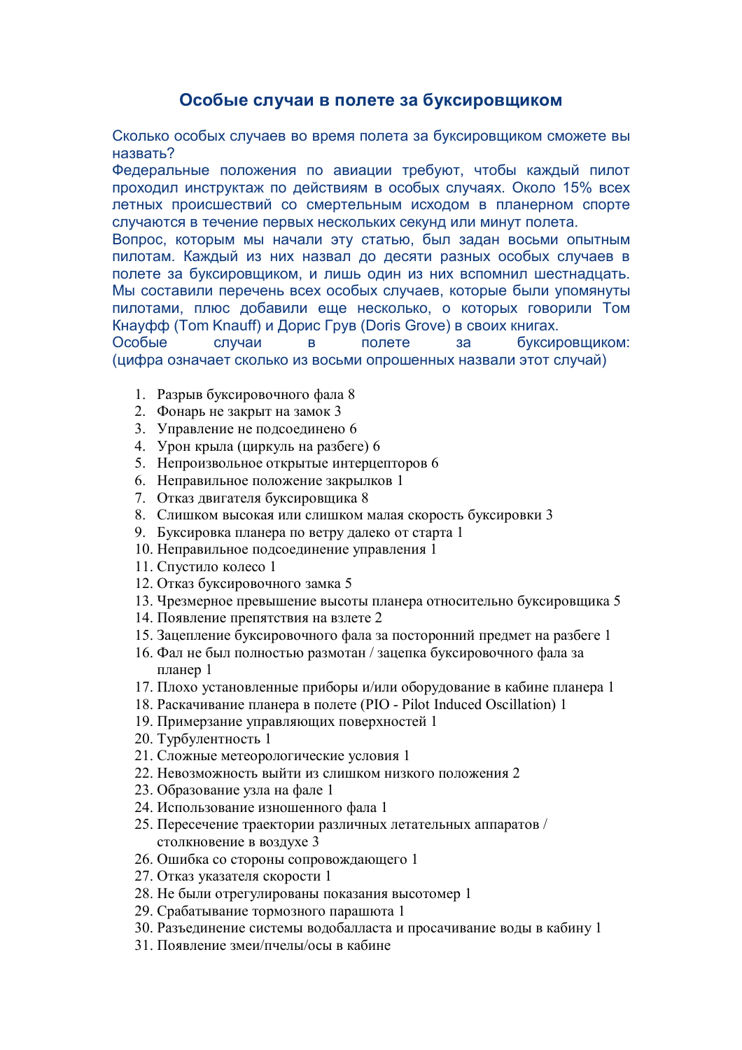# Особые случаи в полете за буксировщиком

Сколько особых случаев во время полета за буксировщиком сможете вы назвать?

Федеральные положения по авиации требуют, чтобы каждый пилот проходил инструктаж по действиям в особых случаях. Около 15% всех летных происшествий со смертельным исходом в планерном спорте случаются в течение первых нескольких секунд или минут полета.

Вопрос, которым мы начали эту статью, был задан восьми опытным пилотам. Каждый из них назвал до десяти разных особых случаев в полете за буксировщиком, и лишь один из них вспомнил шестнадцать. Мы составили перечень всех особых случаев, которые были упомянуты пилотами, плюс добавили еще несколько, о которых говорили Том Кнауфф (Tom Knauff) и Дорис Грув (Doris Grove) в своих книгах.

Особые случаи в полете за буксировщиком:
(цифра означает сколько из восьми опрошенных назвали этот случай)

1. Разрыв буксировочного фала 8
2. Фонарь не закрыт на замок 3
3. Управление не подсоединено 6
4. Урон крыла (циркуль на разбеге) 6
5. Непроизвольное открытые интерцепторов 6
6. Неправильное положение закрылков 1
7. Отказ двигателя буксировщика 8
8. Слишком высокая или слишком малая скорость буксировки 3
9. Буксировка планера по ветру далеко от старта 1
10. Неправильное подсоединение управления 1
11. Спустило колесо 1
12. Отказ буксировочного замка 5
13. Чрезмерное превышение высоты планера относительно буксировщика 5
14. Появление препятствия на взлете 2
15. Зацепление буксировочного фала за посторонний предмет на разбеге 1
16. Фал не был полностью размотан / зацепка буксировочного фала за планер 1
17. Плохо установленные приборы и/или оборудование в кабине планера 1
18. Раскачивание планера в полете (PIO - Pilot Induced Oscillation) 1
19. Примерзание управляющих поверхностей 1
20. Турбулентность 1
21. Сложные метеорологические условия 1
22. Невозможность выйти из слишком низкого положения 2
23. Образование узла на фале 1
24. Использование изношенного фала 1
25. Пересечение траектории различных летательных аппаратов / столкновение в воздухе 3
26. Ошибка со стороны сопровождающего 1
27. Отказ указателя скорости 1
28. Не были отрегулированы показания высотомер 1
29. Срабатывание тормозного парашюта 1
30. Разъединение системы водобалласта и просачивание воды в кабину 1
31. Появление змеи/пчелы/осы в кабине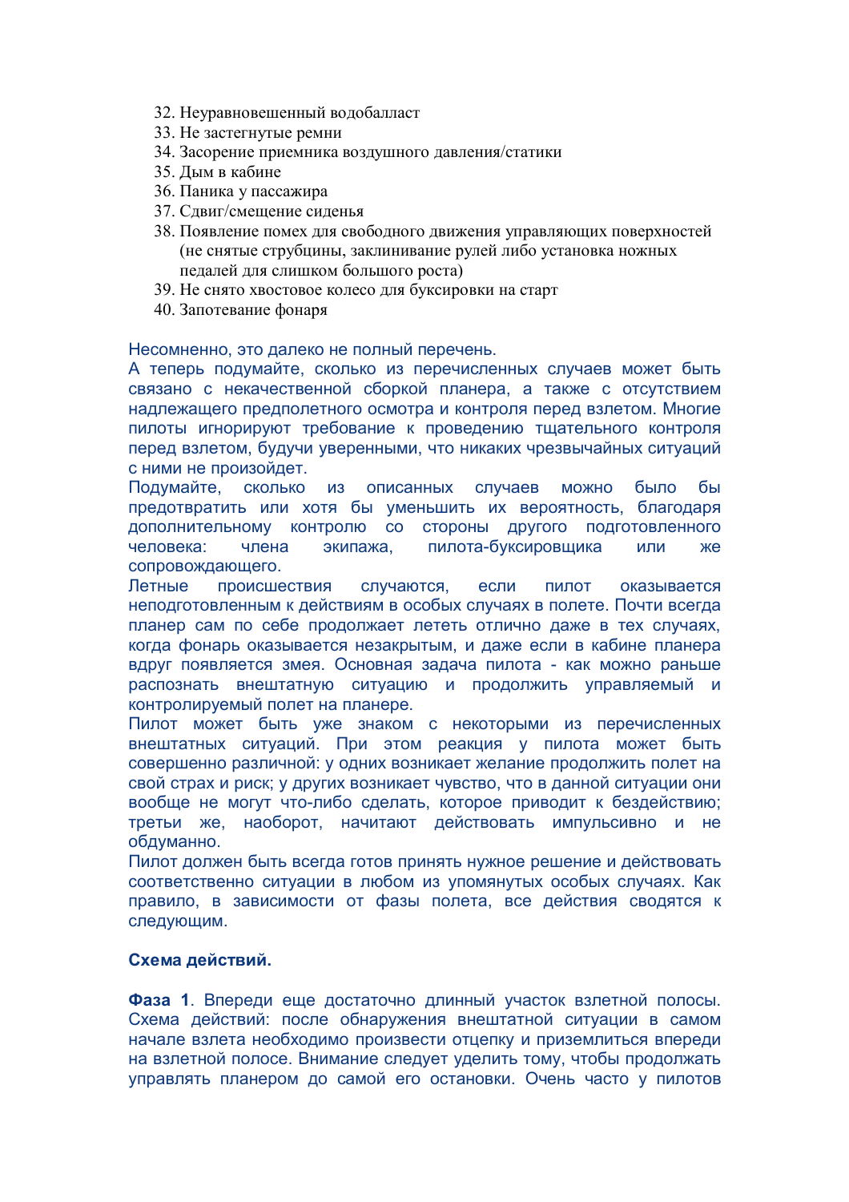32. Неуравновешенный водобалласт
33. Не застегнутые ремни
34. Засорение приемника воздушного давления/статики
35. Дым в кабине
36. Паника у пассажира
37. Сдвиг/смещение сиденья
38. Появление помех для свободного движения управляющих поверхностей (не снятые струбцины, заклинивание рулей либо установка ножных педалей для слишком большого роста)
39. Не снято хвостовое колесо для буксировки на старт
40. Запотевание фонаря

Несомненно, это далеко не полный перечень.
А теперь подумайте, сколько из перечисленных случаев может быть связано с некачественной сборкой планера, а также с отсутствием надлежащего предполетного осмотра и контроля перед взлетом. Многие пилоты игнорируют требование к проведению тщательного контроля перед взлетом, будучи уверенными, что никаких чрезвычайных ситуаций с ними не произойдет.
Подумайте, сколько из описанных случаев можно было бы предотвратить или хотя бы уменьшить их вероятность, благодаря дополнительному контролю со стороны другого подготовленного человека: члена экипажа, пилота-буксировщика или же сопровождающего.
Летные происшествия случаются, если пилот оказывается неподготовленным к действиям в особых случаях в полете. Почти всегда планер сам по себе продолжает лететь отлично даже в тех случаях, когда фонарь оказывается незакрытым, и даже если в кабине планера вдруг появляется змея. Основная задача пилота - как можно раньше распознать внештатную ситуацию и продолжить управляемый и контролируемый полет на планере.
Пилот может быть уже знаком с некоторыми из перечисленных внештатных ситуаций. При этом реакция у пилота может быть совершенно различной: у одних возникает желание продолжить полет на свой страх и риск; у других возникает чувство, что в данной ситуации они вообще не могут что-либо сделать, которое приводит к бездействию; третьи же, наоборот, начитают действовать импульсивно и не обдуманно.
Пилот должен быть всегда готов принять нужное решение и действовать соответственно ситуации в любом из упомянутых особых случаях. Как правило, в зависимости от фазы полета, все действия сводятся к следующим.

**Схема действий.**

**Фаза 1**. Впереди еще достаточно длинный участок взлетной полосы. Схема действий: после обнаружения внештатной ситуации в самом начале взлета необходимо произвести отцепку и приземлиться впереди на взлетной полосе. Внимание следует уделить тому, чтобы продолжать управлять планером до самой его остановки. Очень часто у пилотов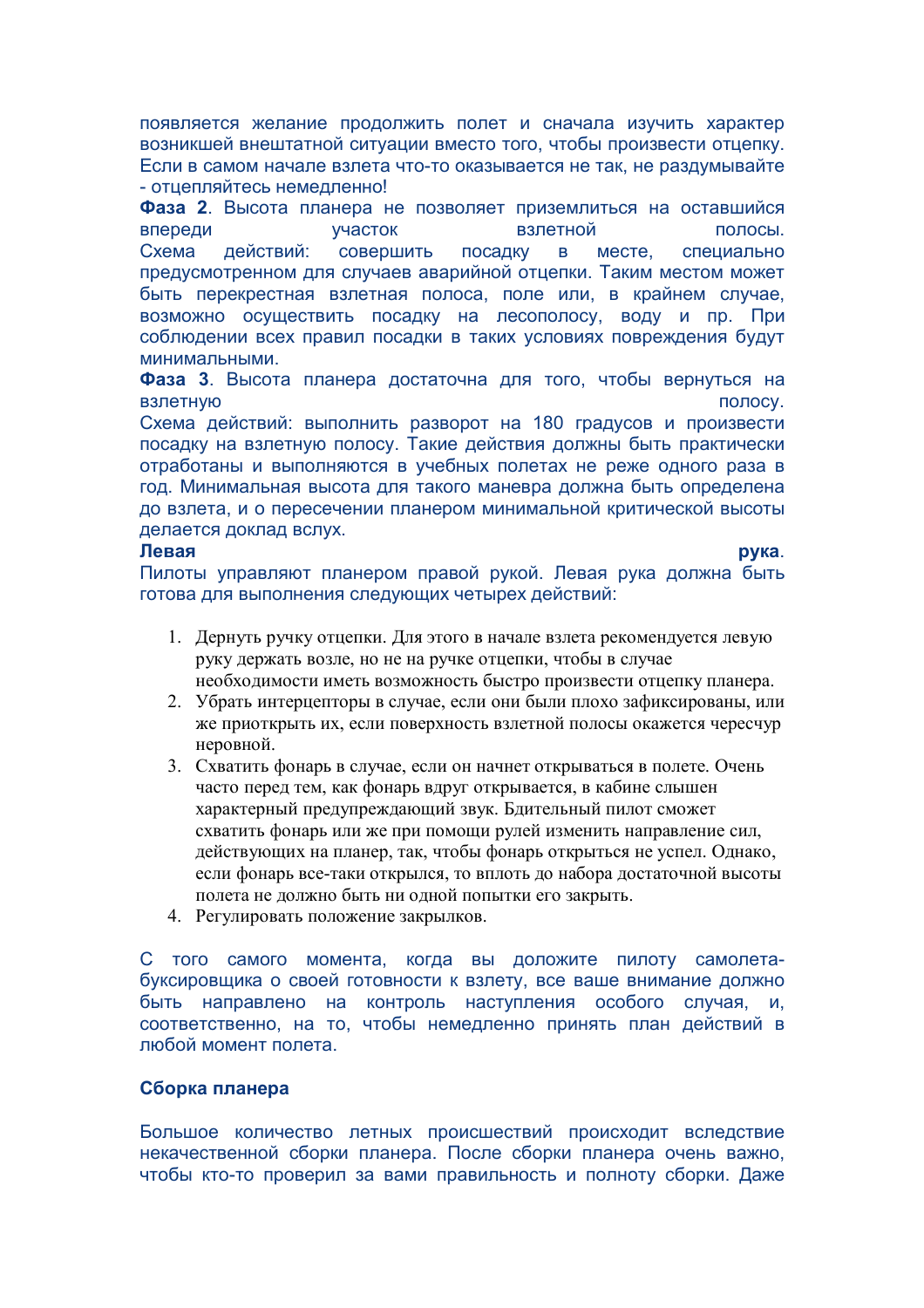появляется желание продолжить полет и сначала изучить характер возникшей внештатной ситуации вместо того, чтобы произвести отцепку. Если в самом начале взлета что-то оказывается не так, не раздумывайте - отцепляйтесь немедленно!

**Фаза 2**. Высота планера не позволяет приземлиться на оставшийся впереди участок взлетной полосы.
Схема действий: совершить посадку в месте, специально предусмотренном для случаев аварийной отцепки. Таким местом может быть перекрестная взлетная полоса, поле или, в крайнем случае, возможно осуществить посадку на лесополосу, воду и пр. При соблюдении всех правил посадки в таких условиях повреждения будут минимальными.

**Фаза 3**. Высота планера достаточна для того, чтобы вернуться на взлетную полосу.
Схема действий: выполнить разворот на 180 градусов и произвести посадку на взлетную полосу. Такие действия должны быть практически отработаны и выполняются в учебных полетах не реже одного раза в год. Минимальная высота для такого маневра должна быть определена до взлета, и о пересечении планером минимальной критической высоты делается доклад вслух.

**Левая рука**.
Пилоты управляют планером правой рукой. Левая рука должна быть готова для выполнения следующих четырех действий:

1. Дернуть ручку отцепки. Для этого в начале взлета рекомендуется левую руку держать возле, но не на ручке отцепки, чтобы в случае необходимости иметь возможность быстро произвести отцепку планера.
2. Убрать интерцепторы в случае, если они были плохо зафиксированы, или же приоткрыть их, если поверхность взлетной полосы окажется чересчур неровной.
3. Схватить фонарь в случае, если он начнет открываться в полете. Очень часто перед тем, как фонарь вдруг открывается, в кабине слышен характерный предупреждающий звук. Бдительный пилот сможет схватить фонарь или же при помощи рулей изменить направление сил, действующих на планер, так, чтобы фонарь открыться не успел. Однако, если фонарь все-таки открылся, то вплоть до набора достаточной высоты полета не должно быть ни одной попытки его закрыть.
4. Регулировать положение закрылков.

С того самого момента, когда вы доложите пилоту самолета-буксировщика о своей готовности к взлету, все ваше внимание должно быть направлено на контроль наступления особого случая, и, соответственно, на то, чтобы немедленно принять план действий в любой момент полета.

## Сборка планера

Большое количество летных происшествий происходит вследствие некачественной сборки планера. После сборки планера очень важно, чтобы кто-то проверил за вами правильность и полноту сборки. Даже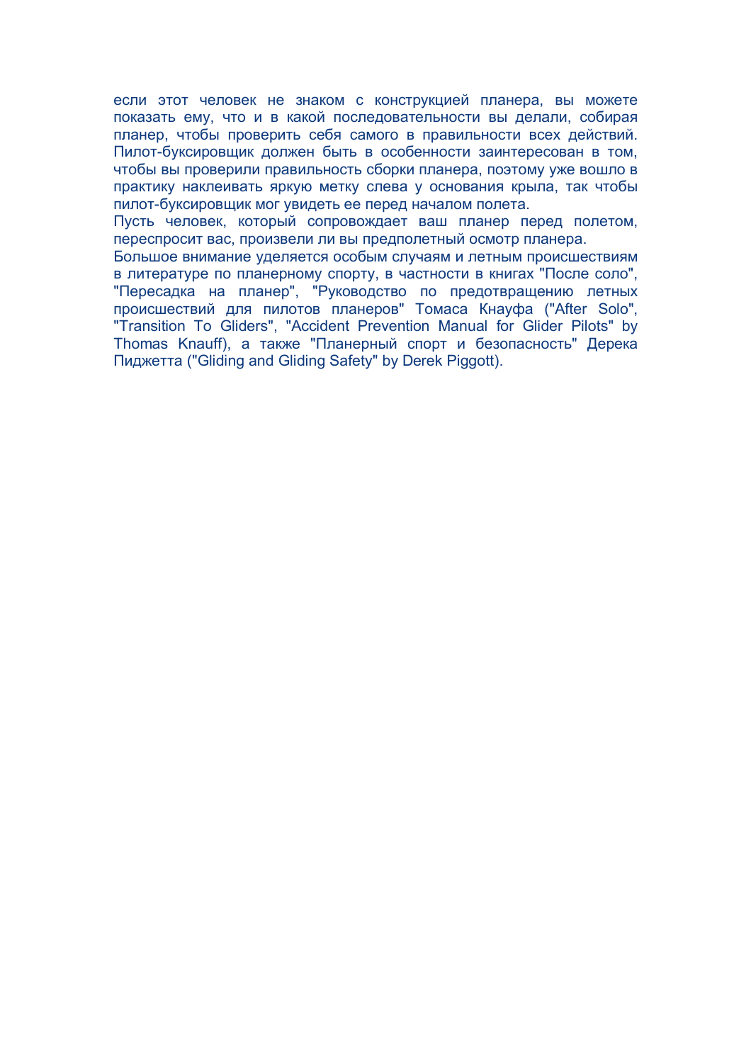если этот человек не знаком с конструкцией планера, вы можете показать ему, что и в какой последовательности вы делали, собирая планер, чтобы проверить себя самого в правильности всех действий. Пилот-буксировщик должен быть в особенности заинтересован в том, чтобы вы проверили правильность сборки планера, поэтому уже вошло в практику наклеивать яркую метку слева у основания крыла, так чтобы пилот-буксировщик мог увидеть ее перед началом полета.

Пусть человек, который сопровождает ваш планер перед полетом, переспросит вас, произвели ли вы предполетный осмотр планера.

Большое внимание уделяется особым случаям и летным происшествиям в литературе по планерному спорту, в частности в книгах "После соло", "Пересадка на планер", "Руководство по предотвращению летных происшествий для пилотов планеров" Томаса Кнауфа ("After Solo", "Transition To Gliders", "Accident Prevention Manual for Glider Pilots" by Thomas Knauff), а также "Планерный спорт и безопасность" Дерека Пиджетта ("Gliding and Gliding Safety" by Derek Piggott).